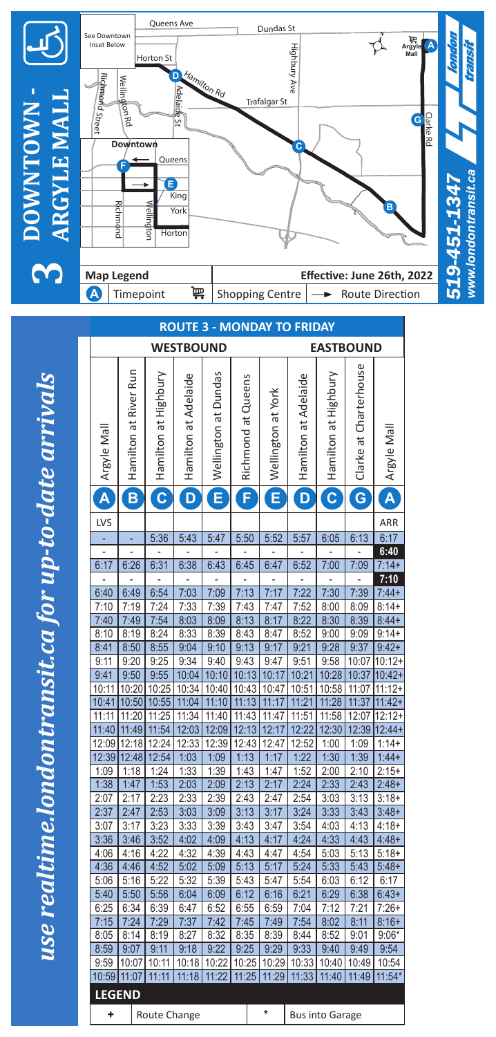# 3 DOWNTOWN - ARGYLE MALL

See Downtown Inset Below

Queens Ave · Dundas St · Horton St · Hamilton Rd · Highbury Ave · Trafalgar St · Richmond Street · Wellington Rd · Adelaide St · Clarke Rd · Argyle Mall

Downtown: Queens · King · York · Horton · Richmond · Wellington

**Map Legend**

- A — Timepoint
- Shopping Centre
- → Route Direction

**Effective: June 26th, 2022**

*519-451-1347*
*www.londontransit.ca*

london transit

*use realtime.londontransit.ca for up-to-date arrivals*

## ROUTE 3 - MONDAY TO FRIDAY

| WESTBOUND | | | | | | | | EASTBOUND | | |
|---|---|---|---|---|---|---|---|---|---|---|
| Argyle Mall | Hamilton at River Run | Hamilton at Highbury | Hamilton at Adelaide | Wellington at Dundas | Richmond at Queens | Wellington at York | Hamilton at Adelaide | Hamilton at Highbury | Clarke at Charterhouse | Argyle Mall |
| A | B | C | D | E | F | E | D | C | G | A |
| LVS | | | | | | | | | | ARR |
| - | - | 5:36 | 5:43 | 5:47 | 5:50 | 5:52 | 5:57 | 6:05 | 6:13 | 6:17 |
| - | - | - | - | - | - | - | - | - | - | **6:40** |
| 6:17 | 6:26 | 6:31 | 6:38 | 6:43 | 6:45 | 6:47 | 6:52 | 7:00 | 7:09 | 7:14+ |
| - | - | - | - | - | - | - | - | - | - | **7:10** |
| 6:40 | 6:49 | 6:54 | 7:03 | 7:09 | 7:13 | 7:17 | 7:22 | 7:30 | 7:39 | 7:44+ |
| 7:10 | 7:19 | 7:24 | 7:33 | 7:39 | 7:43 | 7:47 | 7:52 | 8:00 | 8:09 | 8:14+ |
| 7:40 | 7:49 | 7:54 | 8:03 | 8:09 | 8:13 | 8:17 | 8:22 | 8:30 | 8:39 | 8:44+ |
| 8:10 | 8:19 | 8:24 | 8:33 | 8:39 | 8:43 | 8:47 | 8:52 | 9:00 | 9:09 | 9:14+ |
| 8:41 | 8:50 | 8:55 | 9:04 | 9:10 | 9:13 | 9:17 | 9:21 | 9:28 | 9:37 | 9:42+ |
| 9:11 | 9:20 | 9:25 | 9:34 | 9:40 | 9:43 | 9:47 | 9:51 | 9:58 | 10:07 | 10:12+ |
| 9:41 | 9:50 | 9:55 | 10:04 | 10:10 | 10:13 | 10:17 | 10:21 | 10:28 | 10:37 | 10:42+ |
| 10:11 | 10:20 | 10:25 | 10:34 | 10:40 | 10:43 | 10:47 | 10:51 | 10:58 | 11:07 | 11:12+ |
| 10:41 | 10:50 | 10:55 | 11:04 | 11:10 | 11:13 | 11:17 | 11:21 | 11:28 | 11:37 | 11:42+ |
| 11:11 | 11:20 | 11:25 | 11:34 | 11:40 | 11:43 | 11:47 | 11:51 | 11:58 | 12:07 | 12:12+ |
| 11:40 | 11:49 | 11:54 | 12:03 | 12:09 | 12:13 | 12:17 | 12:22 | 12:30 | 12:39 | 12:44+ |
| 12:09 | 12:18 | 12:24 | 12:33 | 12:39 | 12:43 | 12:47 | 12:52 | 1:00 | 1:09 | 1:14+ |
| 12:39 | 12:48 | 12:54 | 1:03 | 1:09 | 1:13 | 1:17 | 1:22 | 1:30 | 1:39 | 1:44+ |
| 1:09 | 1:18 | 1:24 | 1:33 | 1:39 | 1:43 | 1:47 | 1:52 | 2:00 | 2:10 | 2:15+ |
| 1:38 | 1:47 | 1:53 | 2:03 | 2:09 | 2:13 | 2:17 | 2:24 | 2:33 | 2:43 | 2:48+ |
| 2:07 | 2:17 | 2:23 | 2:33 | 2:39 | 2:43 | 2:47 | 2:54 | 3:03 | 3:13 | 3:18+ |
| 2:37 | 2:47 | 2:53 | 3:03 | 3:09 | 3:13 | 3:17 | 3:24 | 3:33 | 3:43 | 3:48+ |
| 3:07 | 3:17 | 3:23 | 3:33 | 3:39 | 3:43 | 3:47 | 3:54 | 4:03 | 4:13 | 4:18+ |
| 3:36 | 3:46 | 3:52 | 4:02 | 4:09 | 4:13 | 4:17 | 4:24 | 4:33 | 4:43 | 4:48+ |
| 4:06 | 4:16 | 4:22 | 4:32 | 4:39 | 4:43 | 4:47 | 4:54 | 5:03 | 5:13 | 5:18+ |
| 4:36 | 4:46 | 4:52 | 5:02 | 5:09 | 5:13 | 5:17 | 5:24 | 5:33 | 5:43 | 5:48+ |
| 5:06 | 5:16 | 5:22 | 5:32 | 5:39 | 5:43 | 5:47 | 5:54 | 6:03 | 6:12 | 6:17 |
| 5:40 | 5:50 | 5:56 | 6:04 | 6:09 | 6:12 | 6:16 | 6:21 | 6:29 | 6:38 | 6:43+ |
| 6:25 | 6:34 | 6:39 | 6:47 | 6:52 | 6:55 | 6:59 | 7:04 | 7:12 | 7:21 | 7:26+ |
| 7:15 | 7:24 | 7:29 | 7:37 | 7:42 | 7:45 | 7:49 | 7:54 | 8:02 | 8:11 | 8:16+ |
| 8:05 | 8:14 | 8:19 | 8:27 | 8:32 | 8:35 | 8:39 | 8:44 | 8:52 | 9:01 | 9:06* |
| 8:59 | 9:07 | 9:11 | 9:18 | 9:22 | 9:25 | 9:29 | 9:33 | 9:40 | 9:49 | 9:54 |
| 9:59 | 10:07 | 10:11 | 10:18 | 10:22 | 10:25 | 10:29 | 10:33 | 10:40 | 10:49 | 10:54 |
| 10:59 | 11:07 | 11:11 | 11:18 | 11:22 | 11:25 | 11:29 | 11:33 | 11:40 | 11:49 | 11:54* |

**LEGEND**

| + | Route Change | * | Bus into Garage |
|---|---|---|---|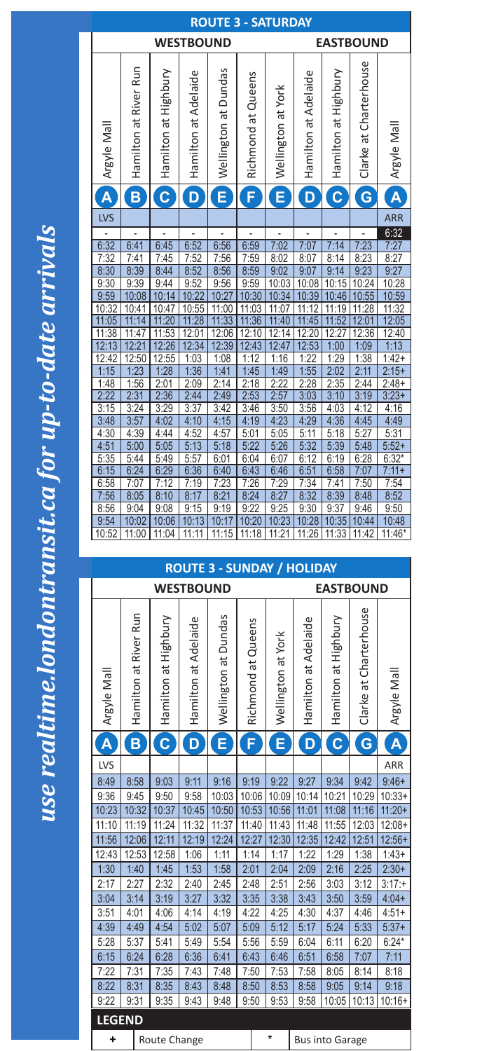*use realtime.londontransit.ca for up-to-date arrivals*

## ROUTE 3 - SATURDAY

| WESTBOUND | | | | | | | EASTBOUND | | | |
|---|---|---|---|---|---|---|---|---|---|---|
| Argyle Mall | Hamilton at River Run | Hamilton at Highbury | Hamilton at Adelaide | Wellington at Dundas | Richmond at Queens | Wellington at York | Hamilton at Adelaide | Hamilton at Highbury | Clarke at Charterhouse | Argyle Mall |
| A | B | C | D | E | F | E | D | C | G | A |
| LVS | | | | | | | | | | ARR |
| - | - | - | - | - | - | - | - | - | - | 6:32 |
| 6:32 | 6:41 | 6:45 | 6:52 | 6:56 | 6:59 | 7:02 | 7:07 | 7:14 | 7:23 | 7:27 |
| 7:32 | 7:41 | 7:45 | 7:52 | 7:56 | 7:59 | 8:02 | 8:07 | 8:14 | 8:23 | 8:27 |
| 8:30 | 8:39 | 8:44 | 8:52 | 8:56 | 8:59 | 9:02 | 9:07 | 9:14 | 9:23 | 9:27 |
| 9:30 | 9:39 | 9:44 | 9:52 | 9:56 | 9:59 | 10:03 | 10:08 | 10:15 | 10:24 | 10:28 |
| 9:59 | 10:08 | 10:14 | 10:22 | 10:27 | 10:30 | 10:34 | 10:39 | 10:46 | 10:55 | 10:59 |
| 10:32 | 10:41 | 10:47 | 10:55 | 11:00 | 11:03 | 11:07 | 11:12 | 11:19 | 11:28 | 11:32 |
| 11:05 | 11:14 | 11:20 | 11:28 | 11:33 | 11:36 | 11:40 | 11:45 | 11:52 | 12:01 | 12:05 |
| 11:38 | 11:47 | 11:53 | 12:01 | 12:06 | 12:10 | 12:14 | 12:20 | 12:27 | 12:36 | 12:40 |
| 12:13 | 12:21 | 12:26 | 12:34 | 12:39 | 12:43 | 12:47 | 12:53 | 1:00 | 1:09 | 1:13 |
| 12:42 | 12:50 | 12:55 | 1:03 | 1:08 | 1:12 | 1:16 | 1:22 | 1:29 | 1:38 | 1:42+ |
| 1:15 | 1:23 | 1:28 | 1:36 | 1:41 | 1:45 | 1:49 | 1:55 | 2:02 | 2:11 | 2:15+ |
| 1:48 | 1:56 | 2:01 | 2:09 | 2:14 | 2:18 | 2:22 | 2:28 | 2:35 | 2:44 | 2:48+ |
| 2:22 | 2:31 | 2:36 | 2:44 | 2:49 | 2:53 | 2:57 | 3:03 | 3:10 | 3:19 | 3:23+ |
| 3:15 | 3:24 | 3:29 | 3:37 | 3:42 | 3:46 | 3:50 | 3:56 | 4:03 | 4:12 | 4:16 |
| 3:48 | 3:57 | 4:02 | 4:10 | 4:15 | 4:19 | 4:23 | 4:29 | 4:36 | 4:45 | 4:49 |
| 4:30 | 4:39 | 4:44 | 4:52 | 4:57 | 5:01 | 5:05 | 5:11 | 5:18 | 5:27 | 5:31 |
| 4:51 | 5:00 | 5:05 | 5:13 | 5:18 | 5:22 | 5:26 | 5:32 | 5:39 | 5:48 | 5:52+ |
| 5:35 | 5:44 | 5:49 | 5:57 | 6:01 | 6:04 | 6:07 | 6:12 | 6:19 | 6:28 | 6:32* |
| 6:15 | 6:24 | 6:29 | 6:36 | 6:40 | 6:43 | 6:46 | 6:51 | 6:58 | 7:07 | 7:11+ |
| 6:58 | 7:07 | 7:12 | 7:19 | 7:23 | 7:26 | 7:29 | 7:34 | 7:41 | 7:50 | 7:54 |
| 7:56 | 8:05 | 8:10 | 8:17 | 8:21 | 8:24 | 8:27 | 8:32 | 8:39 | 8:48 | 8:52 |
| 8:56 | 9:04 | 9:08 | 9:15 | 9:19 | 9:22 | 9:25 | 9:30 | 9:37 | 9:46 | 9:50 |
| 9:54 | 10:02 | 10:06 | 10:13 | 10:17 | 10:20 | 10:23 | 10:28 | 10:35 | 10:44 | 10:48 |
| 10:52 | 11:00 | 11:04 | 11:11 | 11:15 | 11:18 | 11:21 | 11:26 | 11:33 | 11:42 | 11:46* |

## ROUTE 3 - SUNDAY / HOLIDAY

| WESTBOUND | | | | | | | EASTBOUND | | | |
|---|---|---|---|---|---|---|---|---|---|---|
| Argyle Mall | Hamilton at River Run | Hamilton at Highbury | Hamilton at Adelaide | Wellington at Dundas | Richmond at Queens | Wellington at York | Hamilton at Adelaide | Hamilton at Highbury | Clarke at Charterhouse | Argyle Mall |
| A | B | C | D | E | F | E | D | C | G | A |
| LVS | | | | | | | | | | ARR |
| 8:49 | 8:58 | 9:03 | 9:11 | 9:16 | 9:19 | 9:22 | 9:27 | 9:34 | 9:42 | 9:46+ |
| 9:36 | 9:45 | 9:50 | 9:58 | 10:03 | 10:06 | 10:09 | 10:14 | 10:21 | 10:29 | 10:33+ |
| 10:23 | 10:32 | 10:37 | 10:45 | 10:50 | 10:53 | 10:56 | 11:01 | 11:08 | 11:16 | 11:20+ |
| 11:10 | 11:19 | 11:24 | 11:32 | 11:37 | 11:40 | 11:43 | 11:48 | 11:55 | 12:03 | 12:08+ |
| 11:56 | 12:06 | 12:11 | 12:19 | 12:24 | 12:27 | 12:30 | 12:35 | 12:42 | 12:51 | 12:56+ |
| 12:43 | 12:53 | 12:58 | 1:06 | 1:11 | 1:14 | 1:17 | 1:22 | 1:29 | 1:38 | 1:43+ |
| 1:30 | 1:40 | 1:45 | 1:53 | 1:58 | 2:01 | 2:04 | 2:09 | 2:16 | 2:25 | 2:30+ |
| 2:17 | 2:27 | 2:32 | 2:40 | 2:45 | 2:48 | 2:51 | 2:56 | 3:03 | 3:12 | 3:17:+ |
| 3:04 | 3:14 | 3:19 | 3:27 | 3:32 | 3:35 | 3:38 | 3:43 | 3:50 | 3:59 | 4:04+ |
| 3:51 | 4:01 | 4:06 | 4:14 | 4:19 | 4:22 | 4:25 | 4:30 | 4:37 | 4:46 | 4:51+ |
| 4:39 | 4:49 | 4:54 | 5:02 | 5:07 | 5:09 | 5:12 | 5:17 | 5:24 | 5:33 | 5:37+ |
| 5:28 | 5:37 | 5:41 | 5:49 | 5:54 | 5:56 | 5:59 | 6:04 | 6:11 | 6:20 | 6:24* |
| 6:15 | 6:24 | 6:28 | 6:36 | 6:41 | 6:43 | 6:46 | 6:51 | 6:58 | 7:07 | 7:11 |
| 7:22 | 7:31 | 7:35 | 7:43 | 7:48 | 7:50 | 7:53 | 7:58 | 8:05 | 8:14 | 8:18 |
| 8:22 | 8:31 | 8:35 | 8:43 | 8:48 | 8:50 | 8:53 | 8:58 | 9:05 | 9:14 | 9:18 |
| 9:22 | 9:31 | 9:35 | 9:43 | 9:48 | 9:50 | 9:53 | 9:58 | 10:05 | 10:13 | 10:16+ |

**LEGEND**

| | | | |
|---|---|---|---|
| + | Route Change | * | Bus into Garage |